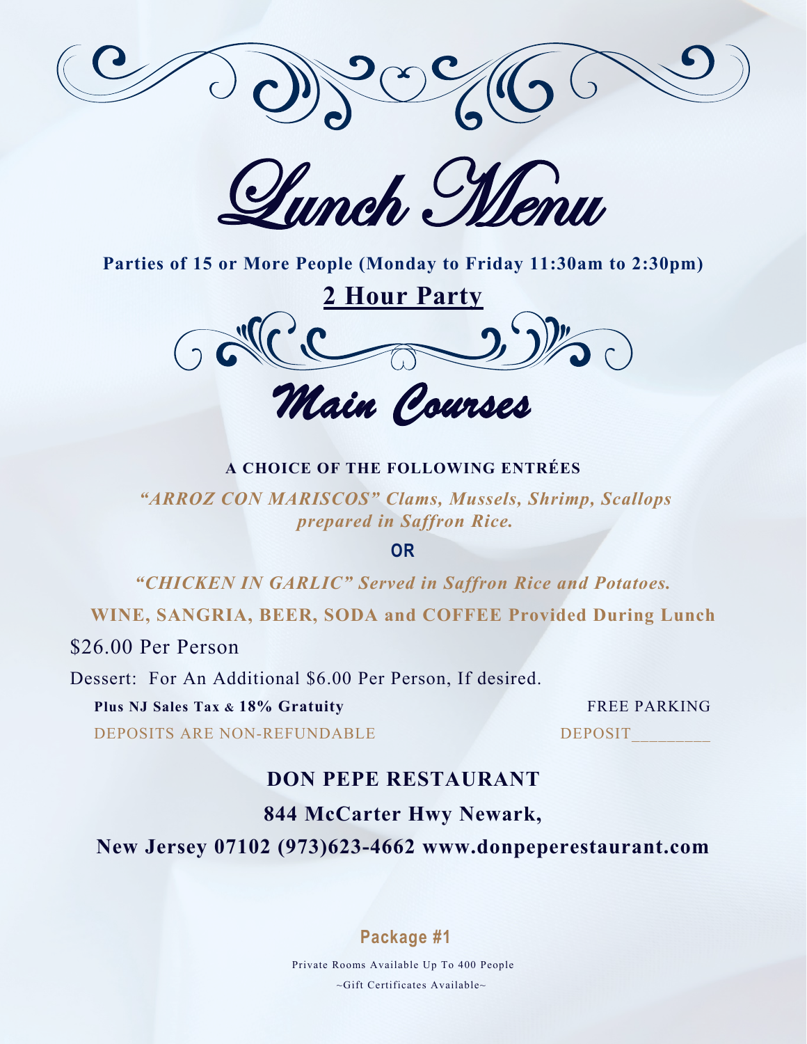# Lunch Menu

**Parties of 15 or More People (Monday to Friday 11:30am to 2:30pm)**

**2 Hour Party**

## Main Courses

**A CHOICE OF THE FOLLOWING ENTRÉES**

***"ARROZ CON MARISCOS" Clams, Mussels, Shrimp, Scallops prepared in Saffron Rice.***

**OR**

***"CHICKEN IN GARLIC" Served in Saffron Rice and Potatoes.***

**WINE, SANGRIA, BEER, SODA and COFFEE Provided During Lunch**

$26.00 Per Person

Dessert: For An Additional $6.00 Per Person, If desired.

**Plus NJ Sales Tax & 18% Gratuity**

FREE PARKING

DEPOSITS ARE NON-REFUNDABLE

DEPOSIT________

**DON PEPE RESTAURANT**

**844 McCarter Hwy Newark,**

**New Jersey 07102 (973)623-4662 www.donpeperestaurant.com**

**Package #1**

Private Rooms Available Up To 400 People

~Gift Certificates Available~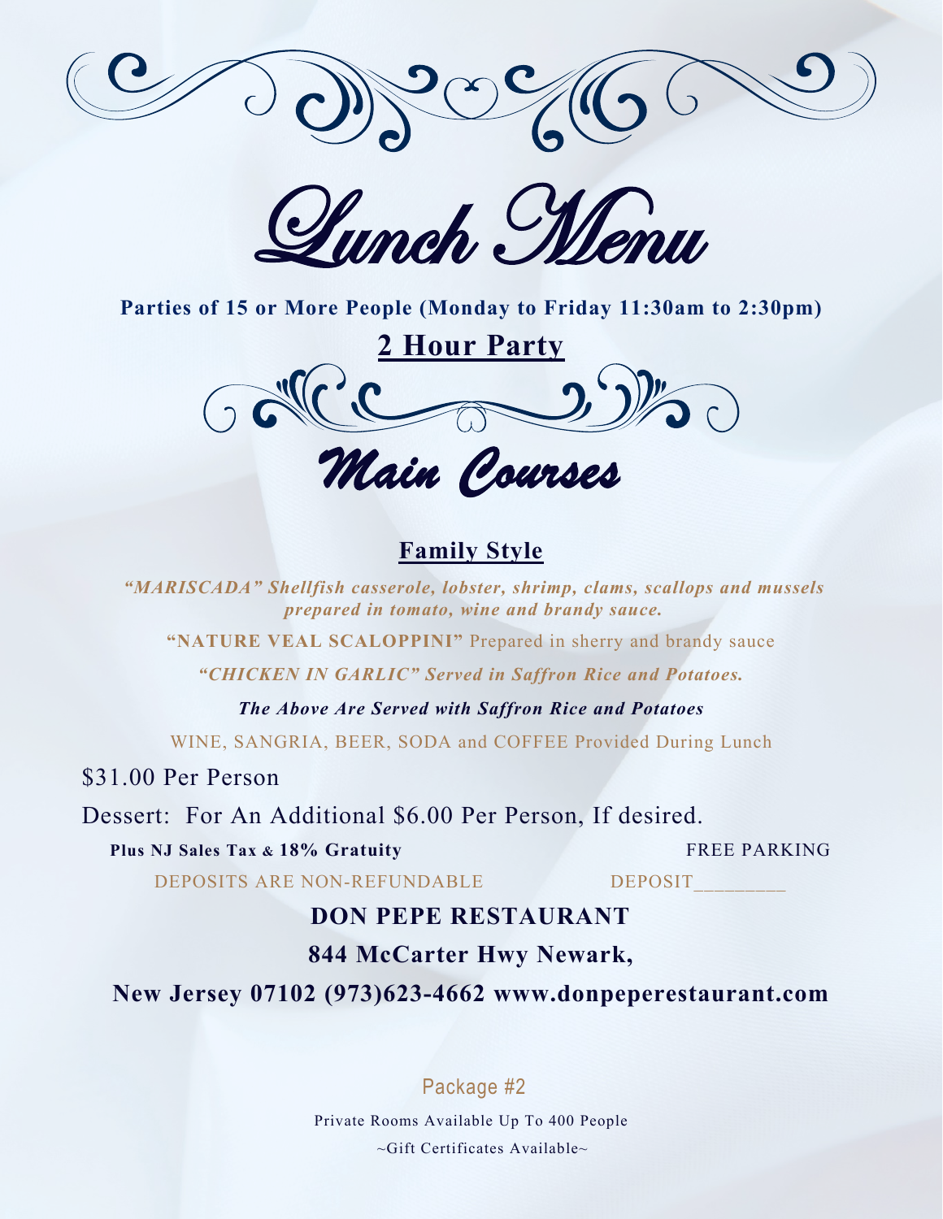# Lunch Menu

**Parties of 15 or More People (Monday to Friday 11:30am to 2:30pm)**

**2 Hour Party**

## Main Courses

**Family Style**

***"MARISCADA" Shellfish casserole, lobster, shrimp, clams, scallops and mussels prepared in tomato, wine and brandy sauce.***

**"NATURE VEAL SCALOPPINI"** Prepared in sherry and brandy sauce

***"CHICKEN IN GARLIC" Served in Saffron Rice and Potatoes.***

***The Above Are Served with Saffron Rice and Potatoes***

WINE, SANGRIA, BEER, SODA and COFFEE Provided During Lunch

$31.00 Per Person

Dessert: For An Additional $6.00 Per Person, If desired.

**Plus NJ Sales Tax & 18% Gratuity** FREE PARKING

DEPOSITS ARE NON-REFUNDABLE DEPOSIT________

**DON PEPE RESTAURANT**

**844 McCarter Hwy Newark,**

**New Jersey 07102 (973)623-4662 www.donpeperestaurant.com**

Package #2

Private Rooms Available Up To 400 People

~Gift Certificates Available~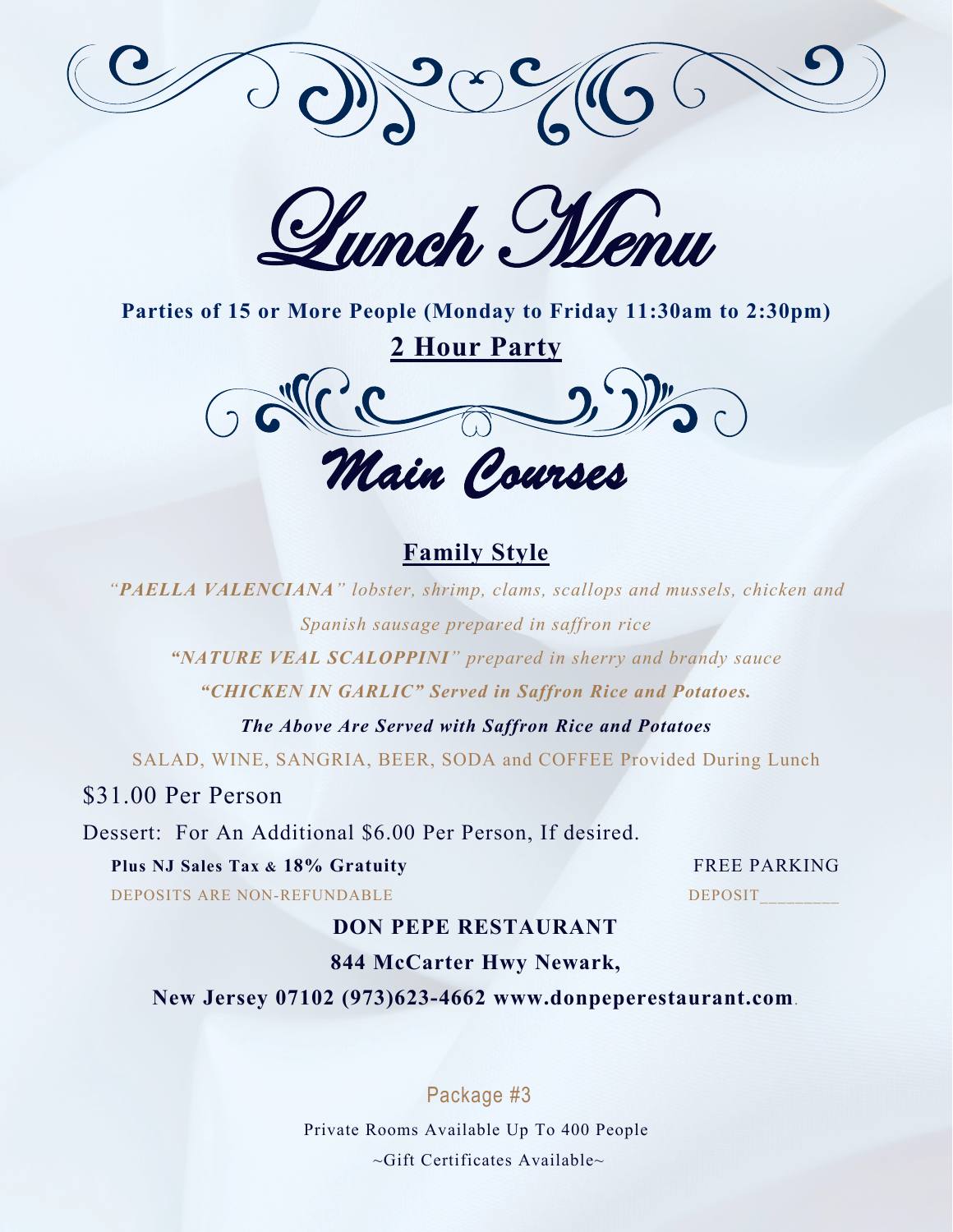# Lunch Menu

**Parties of 15 or More People (Monday to Friday 11:30am to 2:30pm)**

**2 Hour Party**

## Main Courses

### Family Style

*"**PAELLA VALENCIANA**" lobster, shrimp, clams, scallops and mussels, chicken and Spanish sausage prepared in saffron rice*

*"**NATURE VEAL SCALOPPINI**" prepared in sherry and brandy sauce*

***"CHICKEN IN GARLIC" Served in Saffron Rice and Potatoes.***

***The Above Are Served with Saffron Rice and Potatoes***

SALAD, WINE, SANGRIA, BEER, SODA and COFFEE Provided During Lunch

$31.00 Per Person

Dessert: For An Additional $6.00 Per Person, If desired.

**Plus NJ Sales Tax & 18% Gratuity**

FREE PARKING

DEPOSITS ARE NON-REFUNDABLE

DEPOSIT________

**DON PEPE RESTAURANT**

**844 McCarter Hwy Newark,**

**New Jersey 07102 (973)623-4662 www.donpeperestaurant.com**.

Package #3

Private Rooms Available Up To 400 People

~Gift Certificates Available~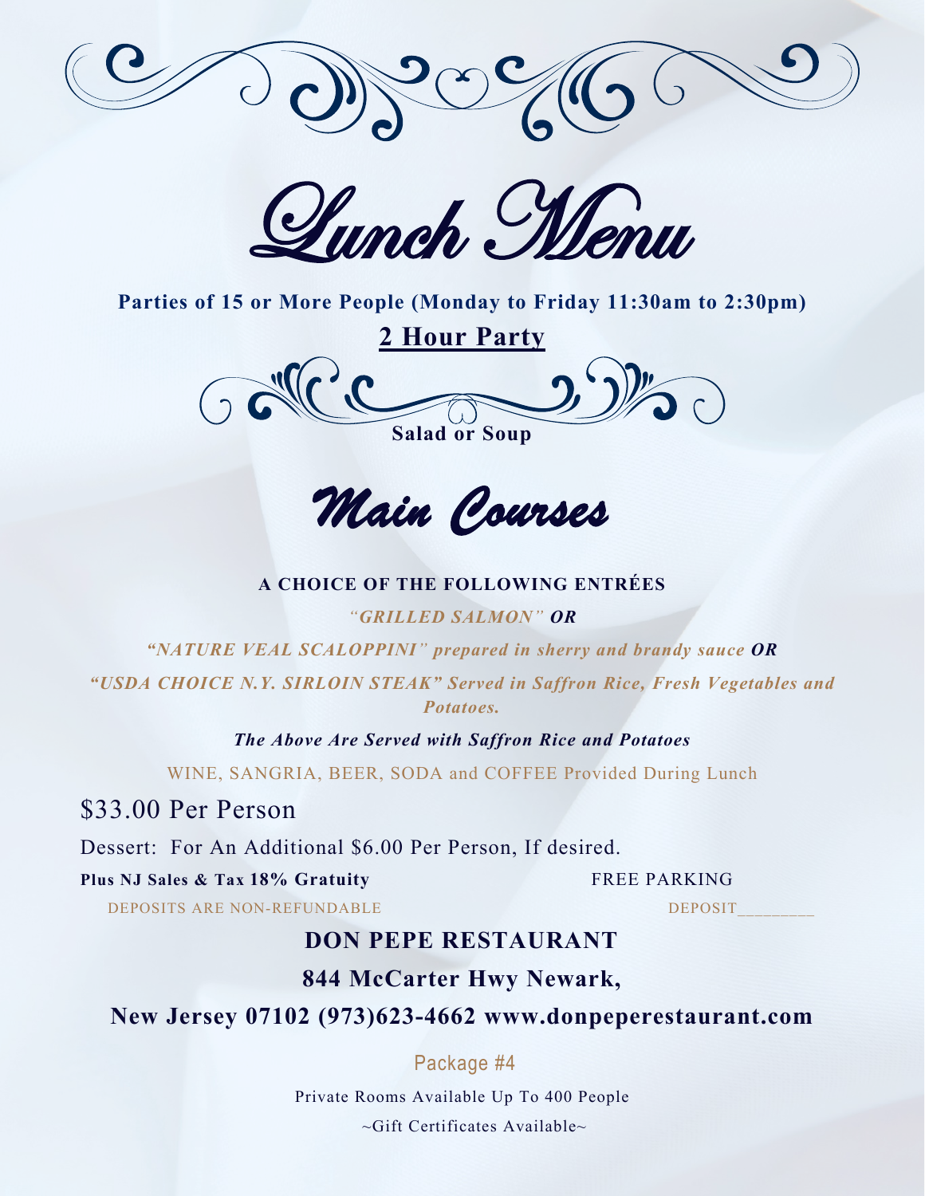# Lunch Menu

**Parties of 15 or More People (Monday to Friday 11:30am to 2:30pm)**

**2 Hour Party**

**Salad or Soup**

## Main Courses

**A CHOICE OF THE FOLLOWING ENTRÉES**

***"GRILLED SALMON" OR***

***"NATURE VEAL SCALOPPINI" prepared in sherry and brandy sauce OR***

***"USDA CHOICE N.Y. SIRLOIN STEAK" Served in Saffron Rice, Fresh Vegetables and Potatoes.***

***The Above Are Served with Saffron Rice and Potatoes***

WINE, SANGRIA, BEER, SODA and COFFEE Provided During Lunch

$33.00 Per Person

Dessert: For An Additional $6.00 Per Person, If desired.

**Plus NJ Sales & Tax 18% Gratuity**

FREE PARKING

DEPOSITS ARE NON-REFUNDABLE

DEPOSIT________

**DON PEPE RESTAURANT**

**844 McCarter Hwy Newark,**

**New Jersey 07102 (973)623-4662 www.donpeperestaurant.com**

Package #4

Private Rooms Available Up To 400 People

~Gift Certificates Available~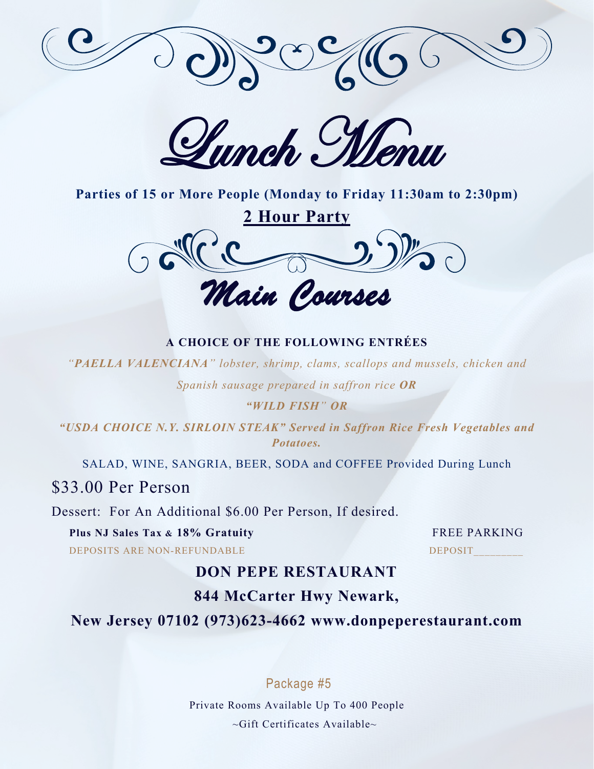# Lunch Menu

**Parties of 15 or More People (Monday to Friday 11:30am to 2:30pm)**

**2 Hour Party**

## Main Courses

**A CHOICE OF THE FOLLOWING ENTRÉES**

*“**PAELLA VALENCIANA**” lobster, shrimp, clams, scallops and mussels, chicken and Spanish sausage prepared in saffron rice **OR***

***“WILD FISH” OR***

***“USDA CHOICE N.Y. SIRLOIN STEAK” Served in Saffron Rice Fresh Vegetables and Potatoes.***

SALAD, WINE, SANGRIA, BEER, SODA and COFFEE Provided During Lunch

$33.00 Per Person

Dessert: For An Additional $6.00 Per Person, If desired.

**Plus NJ Sales Tax & 18% Gratuity**

FREE PARKING

DEPOSITS ARE NON-REFUNDABLE

DEPOSIT________

**DON PEPE RESTAURANT**

**844 McCarter Hwy Newark,**

**New Jersey 07102 (973)623-4662 www.donpeperestaurant.com**

Package #5

Private Rooms Available Up To 400 People

~Gift Certificates Available~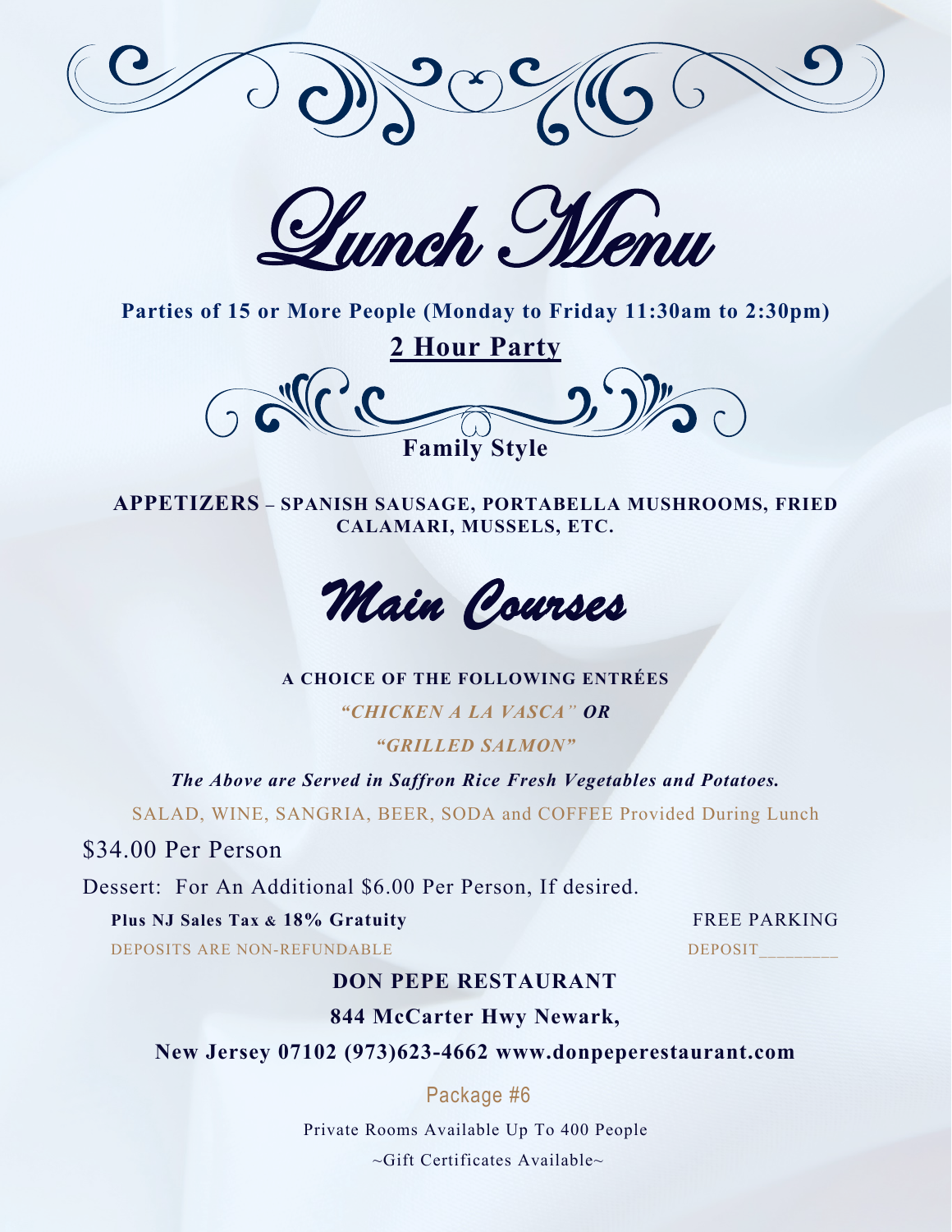# Lunch Menu

**Parties of 15 or More People (Monday to Friday 11:30am to 2:30pm)**

**2 Hour Party**

**Family Style**

**APPETIZERS – SPANISH SAUSAGE, PORTABELLA MUSHROOMS, FRIED CALAMARI, MUSSELS, ETC.**

## Main Courses

**A CHOICE OF THE FOLLOWING ENTRÉES**

***"CHICKEN A LA VASCA" OR***

***"GRILLED SALMON"***

***The Above are Served in Saffron Rice Fresh Vegetables and Potatoes.***

SALAD, WINE, SANGRIA, BEER, SODA and COFFEE Provided During Lunch

$34.00 Per Person

Dessert: For An Additional $6.00 Per Person, If desired.

**Plus NJ Sales Tax & 18% Gratuity**

FREE PARKING

DEPOSITS ARE NON-REFUNDABLE

DEPOSIT________

**DON PEPE RESTAURANT**

**844 McCarter Hwy Newark,**

**New Jersey 07102 (973)623-4662 www.donpeperestaurant.com**

Package #6

Private Rooms Available Up To 400 People

~Gift Certificates Available~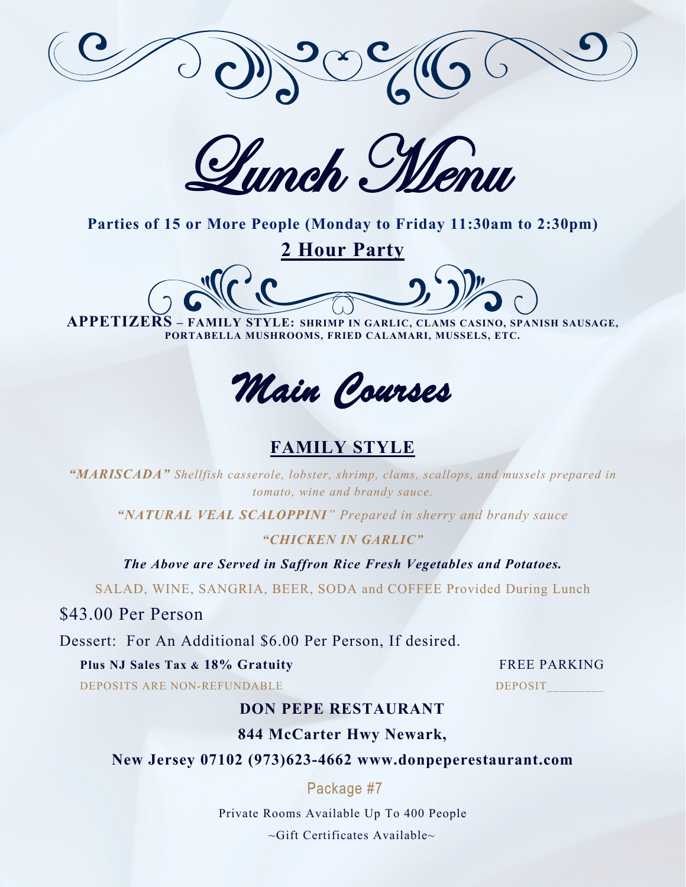# Lunch Menu

**Parties of 15 or More People (Monday to Friday 11:30am to 2:30pm)**

**2 Hour Party**

**APPETIZERS – FAMILY STYLE: SHRIMP IN GARLIC, CLAMS CASINO, SPANISH SAUSAGE, PORTABELLA MUSHROOMS, FRIED CALAMARI, MUSSELS, ETC.**

## Main Courses

### FAMILY STYLE

***"MARISCADA"*** *Shellfish casserole, lobster, shrimp, clams, scallops, and mussels prepared in tomato, wine and brandy sauce.*

***"NATURAL VEAL SCALOPPINI"*** *Prepared in sherry and brandy sauce*

***"CHICKEN IN GARLIC"***

***The Above are Served in Saffron Rice Fresh Vegetables and Potatoes.***

SALAD, WINE, SANGRIA, BEER, SODA and COFFEE Provided During Lunch

$43.00 Per Person

Dessert: For An Additional $6.00 Per Person, If desired.

**Plus NJ Sales Tax & 18% Gratuity**

FREE PARKING

DEPOSITS ARE NON-REFUNDABLE

DEPOSIT________

**DON PEPE RESTAURANT**

**844 McCarter Hwy Newark,**

**New Jersey 07102 (973)623-4662 www.donpeperestaurant.com**

Package #7

Private Rooms Available Up To 400 People

~Gift Certificates Available~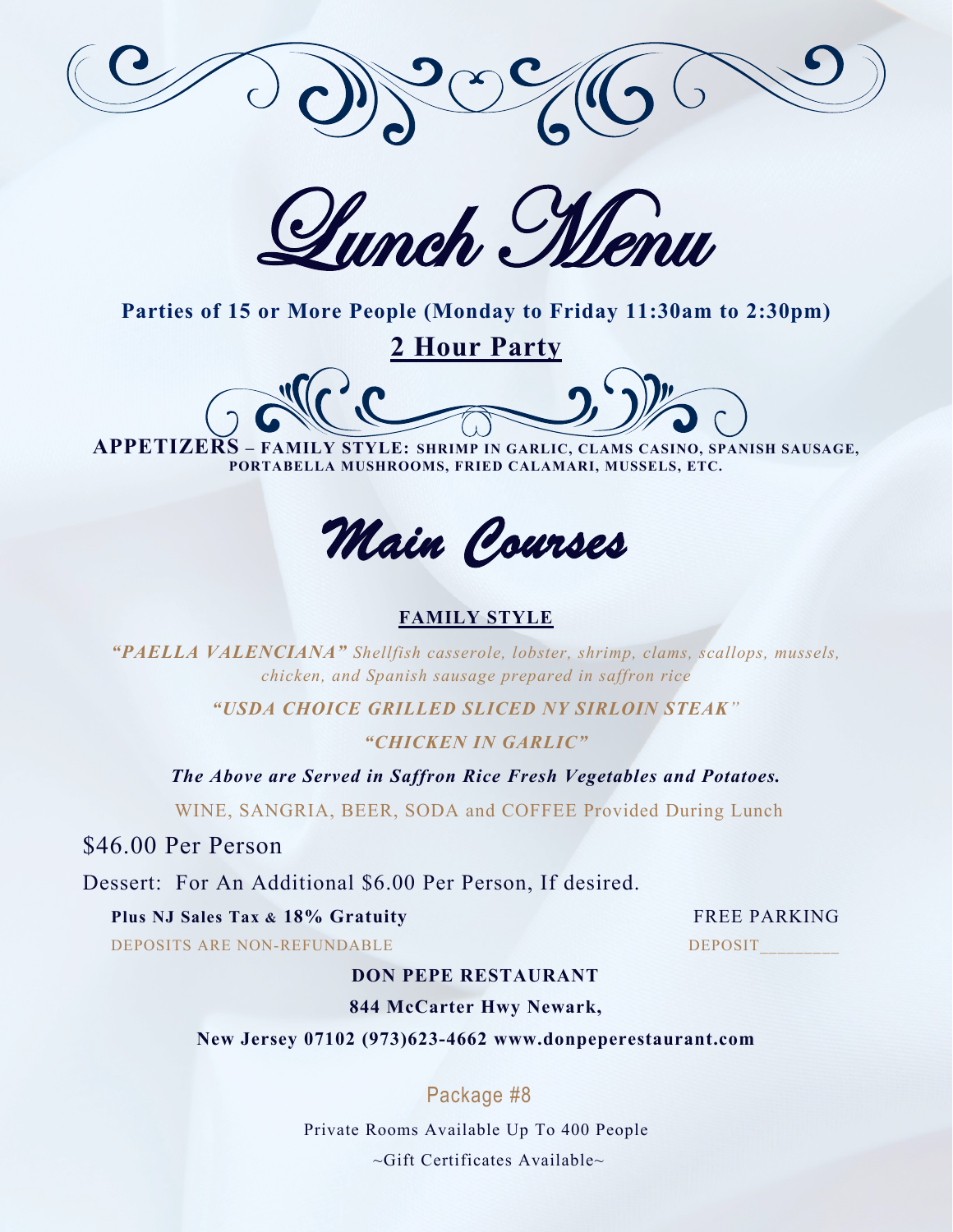# Lunch Menu

**Parties of 15 or More People (Monday to Friday 11:30am to 2:30pm)**

## 2 Hour Party

**APPETIZERS – FAMILY STYLE: SHRIMP IN GARLIC, CLAMS CASINO, SPANISH SAUSAGE, PORTABELLA MUSHROOMS, FRIED CALAMARI, MUSSELS, ETC.**

# Main Courses

**FAMILY STYLE**

***"PAELLA VALENCIANA"*** *Shellfish casserole, lobster, shrimp, clams, scallops, mussels, chicken, and Spanish sausage prepared in saffron rice*

***"USDA CHOICE GRILLED SLICED NY SIRLOIN STEAK"***

***"CHICKEN IN GARLIC"***

***The Above are Served in Saffron Rice Fresh Vegetables and Potatoes.***

WINE, SANGRIA, BEER, SODA and COFFEE Provided During Lunch

$46.00 Per Person

Dessert: For An Additional $6.00 Per Person, If desired.

**Plus NJ Sales Tax & 18% Gratuity**

FREE PARKING

DEPOSITS ARE NON-REFUNDABLE

DEPOSIT________

**DON PEPE RESTAURANT**

**844 McCarter Hwy Newark,**

**New Jersey 07102 (973)623-4662 www.donpeperestaurant.com**

Package #8

Private Rooms Available Up To 400 People

~Gift Certificates Available~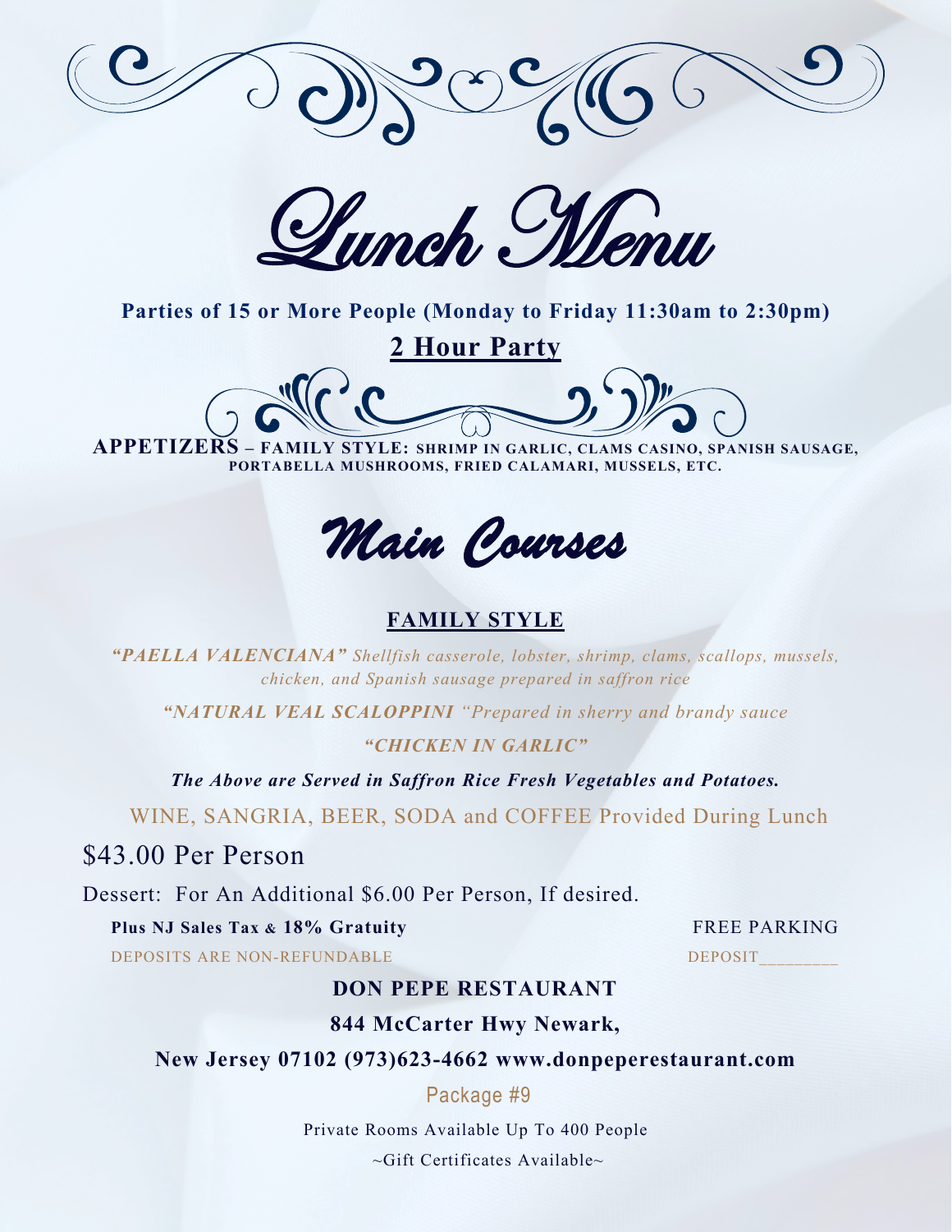# Lunch Menu

**Parties of 15 or More People (Monday to Friday 11:30am to 2:30pm)**

**2 Hour Party**

**APPETIZERS – FAMILY STYLE: SHRIMP IN GARLIC, CLAMS CASINO, SPANISH SAUSAGE, PORTABELLA MUSHROOMS, FRIED CALAMARI, MUSSELS, ETC.**

## Main Courses

**FAMILY STYLE**

***"PAELLA VALENCIANA"*** *Shellfish casserole, lobster, shrimp, clams, scallops, mussels, chicken, and Spanish sausage prepared in saffron rice*

***"NATURAL VEAL SCALOPPINI*** *"Prepared in sherry and brandy sauce*

***"CHICKEN IN GARLIC"***

***The Above are Served in Saffron Rice Fresh Vegetables and Potatoes.***

WINE, SANGRIA, BEER, SODA and COFFEE Provided During Lunch

$43.00 Per Person

Dessert: For An Additional $6.00 Per Person, If desired.

**Plus NJ Sales Tax & 18% Gratuity**

FREE PARKING

DEPOSITS ARE NON-REFUNDABLE

DEPOSIT________

**DON PEPE RESTAURANT**

**844 McCarter Hwy Newark,**

**New Jersey 07102 (973)623-4662 www.donpeperestaurant.com**

Package #9

Private Rooms Available Up To 400 People

~Gift Certificates Available~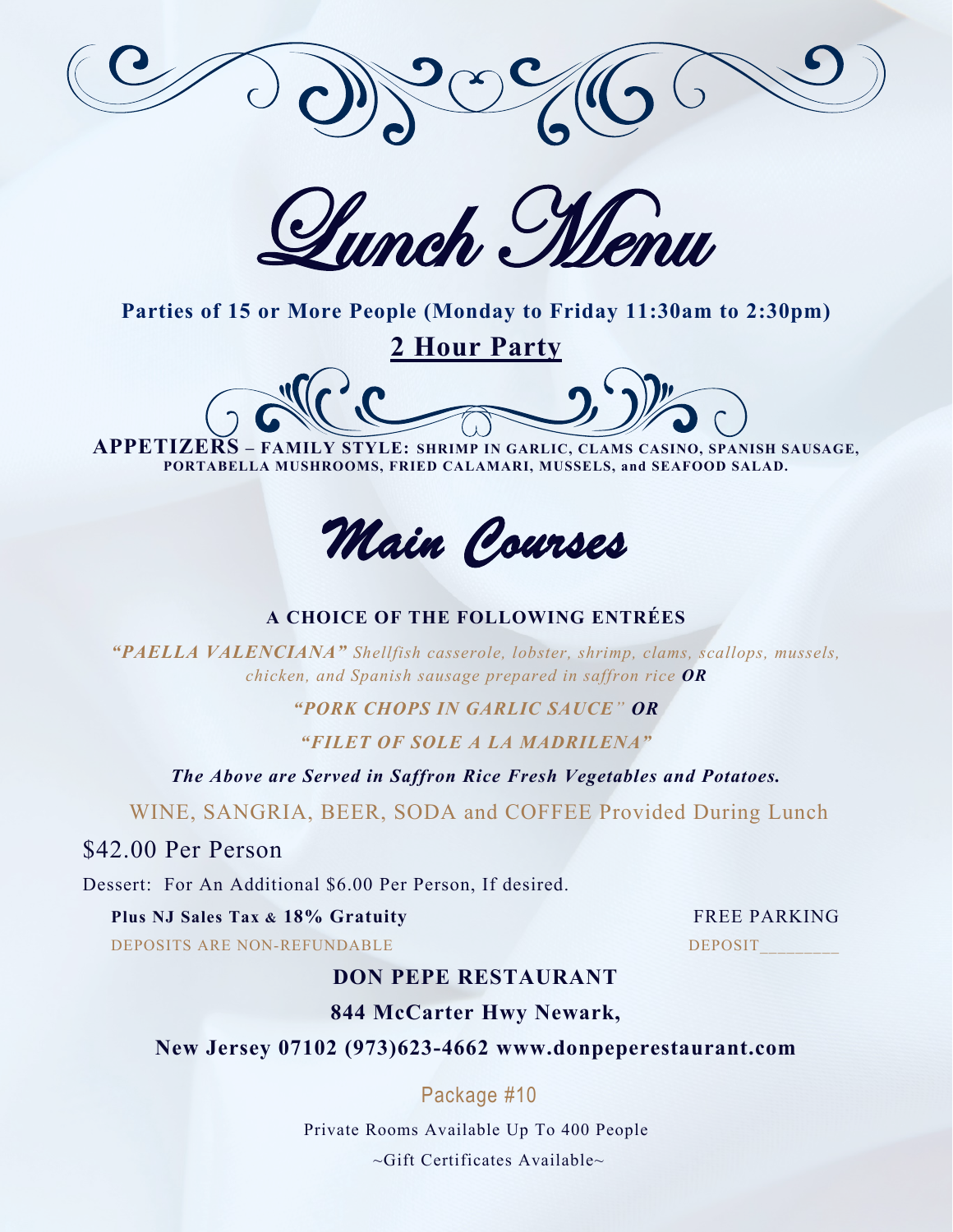# Lunch Menu

**Parties of 15 or More People (Monday to Friday 11:30am to 2:30pm)**

**2 Hour Party**

**APPETIZERS – FAMILY STYLE: SHRIMP IN GARLIC, CLAMS CASINO, SPANISH SAUSAGE, PORTABELLA MUSHROOMS, FRIED CALAMARI, MUSSELS, and SEAFOOD SALAD.**

## Main Courses

**A CHOICE OF THE FOLLOWING ENTRÉES**

***"PAELLA VALENCIANA"*** *Shellfish casserole, lobster, shrimp, clams, scallops, mussels, chicken, and Spanish sausage prepared in saffron rice* ***OR***

***"PORK CHOPS IN GARLIC SAUCE"*** ***OR***

***"FILET OF SOLE A LA MADRILENA"***

***The Above are Served in Saffron Rice Fresh Vegetables and Potatoes.***

WINE, SANGRIA, BEER, SODA and COFFEE Provided During Lunch

$42.00 Per Person

Dessert: For An Additional $6.00 Per Person, If desired.

**Plus NJ Sales Tax & 18% Gratuity**

FREE PARKING

DEPOSITS ARE NON-REFUNDABLE

DEPOSIT________

**DON PEPE RESTAURANT**

**844 McCarter Hwy Newark,**

**New Jersey 07102 (973)623-4662 www.donpeperestaurant.com**

Package #10

Private Rooms Available Up To 400 People

~Gift Certificates Available~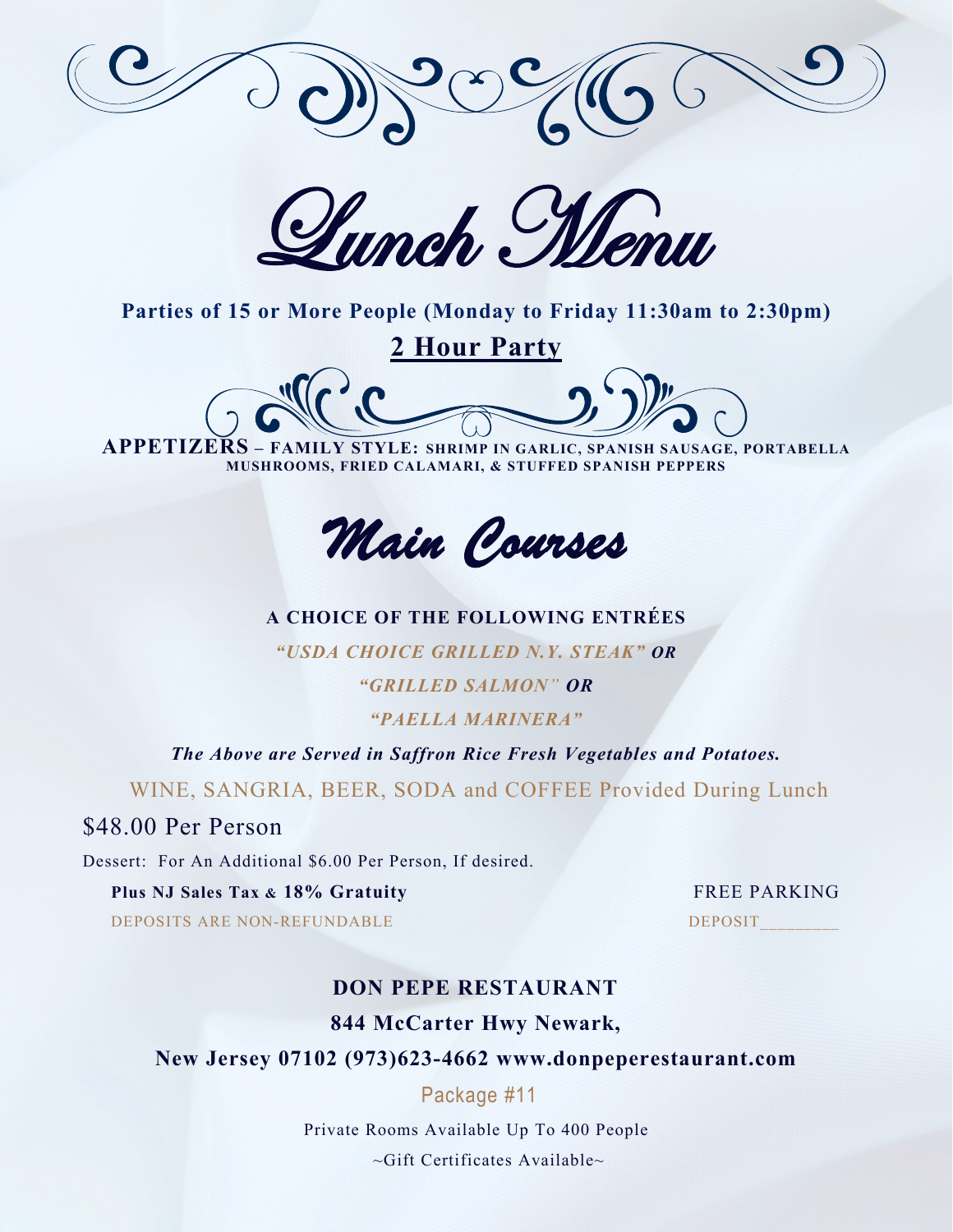# Lunch Menu

**Parties of 15 or More People (Monday to Friday 11:30am to 2:30pm)**

**2 Hour Party**

**APPETIZERS – FAMILY STYLE: SHRIMP IN GARLIC, SPANISH SAUSAGE, PORTABELLA MUSHROOMS, FRIED CALAMARI, & STUFFED SPANISH PEPPERS**

## Main Courses

**A CHOICE OF THE FOLLOWING ENTRÉES**

***"USDA CHOICE GRILLED N.Y. STEAK" OR***

***"GRILLED SALMON" OR***

***"PAELLA MARINERA"***

***The Above are Served in Saffron Rice Fresh Vegetables and Potatoes.***

WINE, SANGRIA, BEER, SODA and COFFEE Provided During Lunch

$48.00 Per Person

Dessert: For An Additional $6.00 Per Person, If desired.

**Plus NJ Sales Tax & 18% Gratuity**

FREE PARKING

DEPOSITS ARE NON-REFUNDABLE

DEPOSIT________

**DON PEPE RESTAURANT**

**844 McCarter Hwy Newark,**

**New Jersey 07102 (973)623-4662 www.donpeperestaurant.com**

Package #11

Private Rooms Available Up To 400 People

~Gift Certificates Available~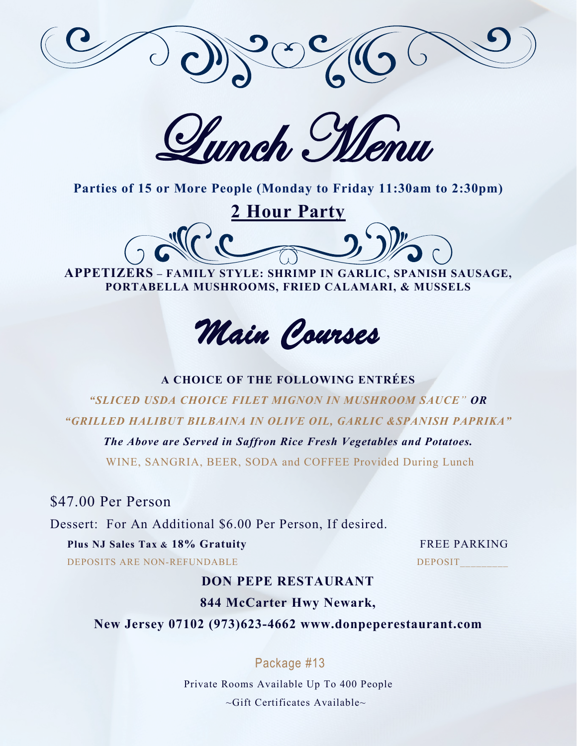# Lunch Menu

**Parties of 15 or More People (Monday to Friday 11:30am to 2:30pm)**

## 2 Hour Party

**APPETIZERS – FAMILY STYLE: SHRIMP IN GARLIC, SPANISH SAUSAGE, PORTABELLA MUSHROOMS, FRIED CALAMARI, & MUSSELS**

## Main Courses

**A CHOICE OF THE FOLLOWING ENTRÉES**

***"SLICED USDA CHOICE FILET MIGNON IN MUSHROOM SAUCE" OR***

***"GRILLED HALIBUT BILBAINA IN OLIVE OIL, GARLIC &SPANISH PAPRIKA"***

***The Above are Served in Saffron Rice Fresh Vegetables and Potatoes.***

WINE, SANGRIA, BEER, SODA and COFFEE Provided During Lunch

$47.00 Per Person

Dessert: For An Additional $6.00 Per Person, If desired.

**Plus NJ Sales Tax & 18% Gratuity**

FREE PARKING

DEPOSITS ARE NON-REFUNDABLE

DEPOSIT________

**DON PEPE RESTAURANT**

**844 McCarter Hwy Newark,**

**New Jersey 07102 (973)623-4662 www.donpeperestaurant.com**

Package #13

Private Rooms Available Up To 400 People

~Gift Certificates Available~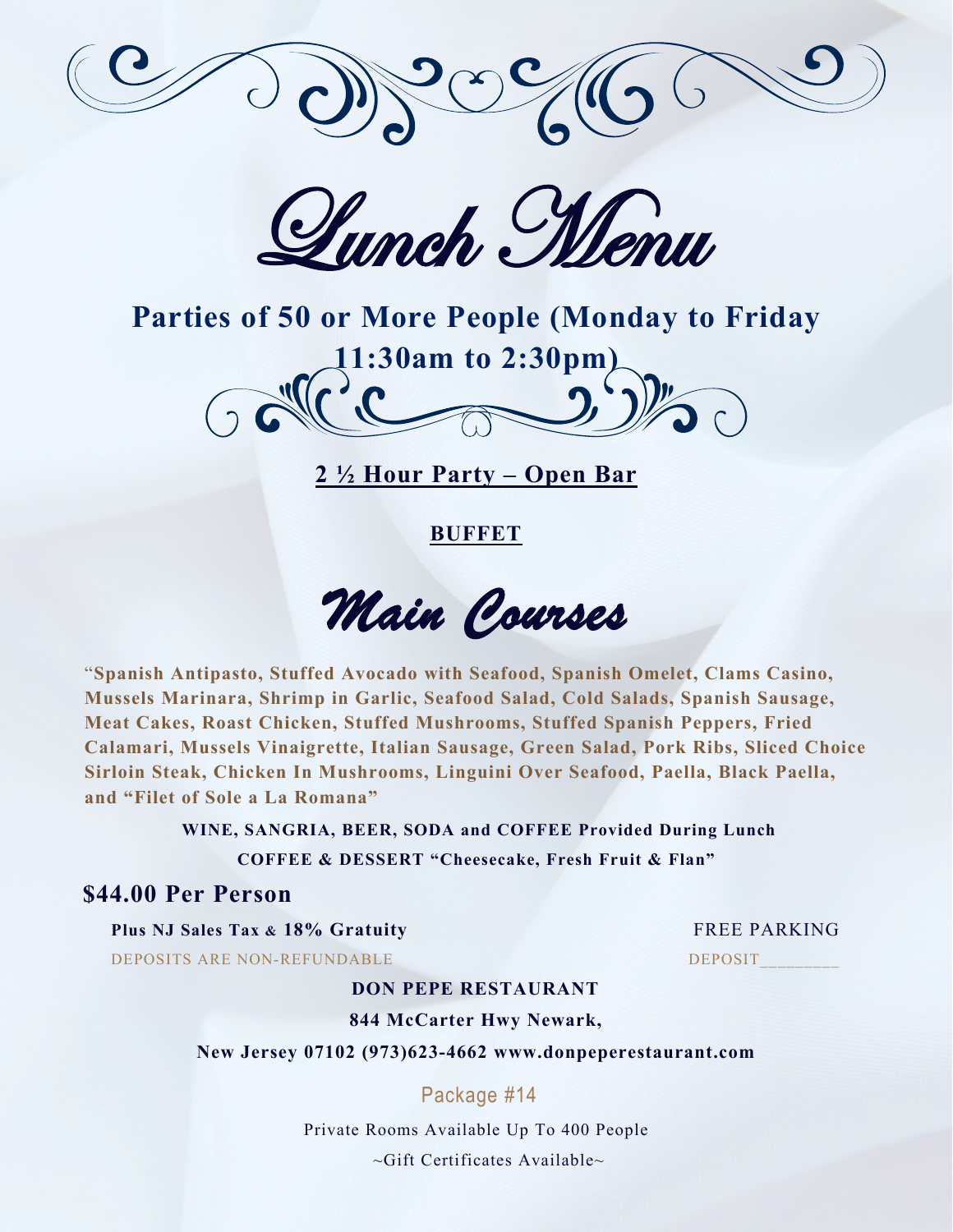# Lunch Menu

## Parties of 50 or More People (Monday to Friday 11:30am to 2:30pm)

**2 ½ Hour Party – Open Bar**

**BUFFET**

## Main Courses

"**Spanish Antipasto, Stuffed Avocado with Seafood, Spanish Omelet, Clams Casino, Mussels Marinara, Shrimp in Garlic, Seafood Salad, Cold Salads, Spanish Sausage, Meat Cakes, Roast Chicken, Stuffed Mushrooms, Stuffed Spanish Peppers, Fried Calamari, Mussels Vinaigrette, Italian Sausage, Green Salad, Pork Ribs, Sliced Choice Sirloin Steak, Chicken In Mushrooms, Linguini Over Seafood, Paella, Black Paella, and "Filet of Sole a La Romana"**

**WINE, SANGRIA, BEER, SODA and COFFEE Provided During Lunch**

**COFFEE & DESSERT "Cheesecake, Fresh Fruit & Flan"**

**$44.00 Per Person**

**Plus NJ Sales Tax & 18% Gratuity**

FREE PARKING

DEPOSITS ARE NON-REFUNDABLE

DEPOSIT________

**DON PEPE RESTAURANT**

**844 McCarter Hwy Newark,**

**New Jersey 07102 (973)623-4662 www.donpeperestaurant.com**

Package #14

Private Rooms Available Up To 400 People

~Gift Certificates Available~